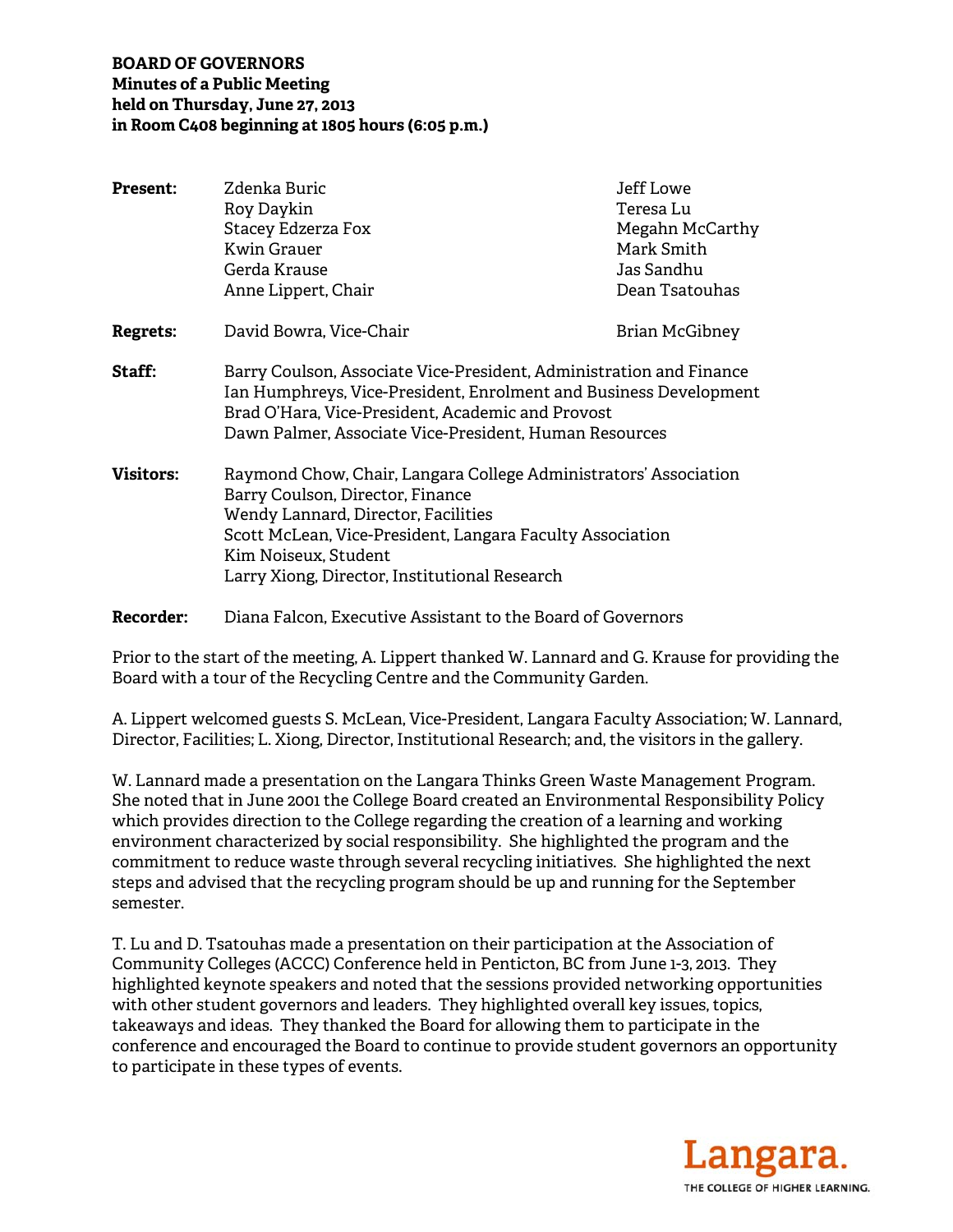**BOARD OF GOVERNORS**
**Minutes of a Public Meeting**
**held on Thursday, June 27, 2013**
**in Room C408 beginning at 1805 hours (6:05 p.m.)**

**Present:** Zdenka Buric, Roy Daykin, Stacey Edzerza Fox, Kwin Grauer, Gerda Krause, Anne Lippert, Chair, Jeff Lowe, Teresa Lu, Megahn McCarthy, Mark Smith, Jas Sandhu, Dean Tsatouhas

**Regrets:** David Bowra, Vice-Chair; Brian McGibney

**Staff:**
Barry Coulson, Associate Vice-President, Administration and Finance
Ian Humphreys, Vice-President, Enrolment and Business Development
Brad O'Hara, Vice-President, Academic and Provost
Dawn Palmer, Associate Vice-President, Human Resources

**Visitors:**
Raymond Chow, Chair, Langara College Administrators' Association
Barry Coulson, Director, Finance
Wendy Lannard, Director, Facilities
Scott McLean, Vice-President, Langara Faculty Association
Kim Noiseux, Student
Larry Xiong, Director, Institutional Research

**Recorder:** Diana Falcon, Executive Assistant to the Board of Governors

Prior to the start of the meeting, A. Lippert thanked W. Lannard and G. Krause for providing the Board with a tour of the Recycling Centre and the Community Garden.

A. Lippert welcomed guests S. McLean, Vice-President, Langara Faculty Association; W. Lannard, Director, Facilities; L. Xiong, Director, Institutional Research; and, the visitors in the gallery.

W. Lannard made a presentation on the Langara Thinks Green Waste Management Program. She noted that in June 2001 the College Board created an Environmental Responsibility Policy which provides direction to the College regarding the creation of a learning and working environment characterized by social responsibility. She highlighted the program and the commitment to reduce waste through several recycling initiatives. She highlighted the next steps and advised that the recycling program should be up and running for the September semester.

T. Lu and D. Tsatouhas made a presentation on their participation at the Association of Community Colleges (ACCC) Conference held in Penticton, BC from June 1-3, 2013. They highlighted keynote speakers and noted that the sessions provided networking opportunities with other student governors and leaders. They highlighted overall key issues, topics, takeaways and ideas. They thanked the Board for allowing them to participate in the conference and encouraged the Board to continue to provide student governors an opportunity to participate in these types of events.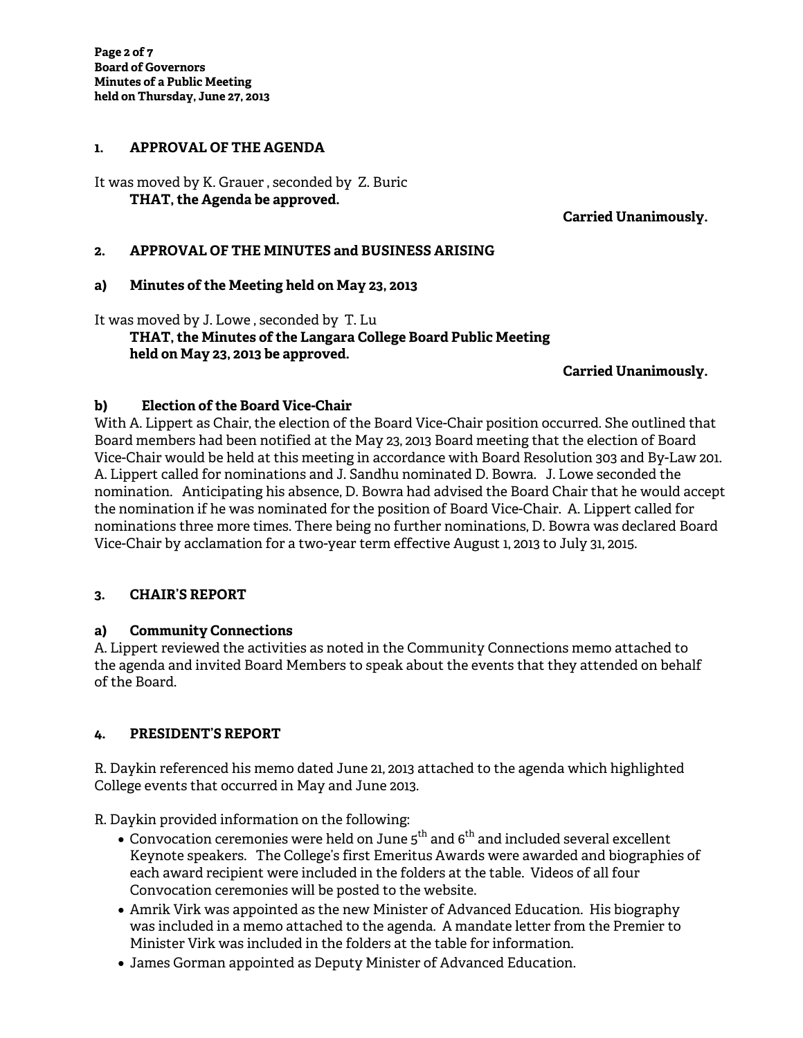## 1. APPROVAL OF THE AGENDA

It was moved by K. Grauer , seconded by Z. Buric

**THAT, the Agenda be approved.**

**Carried Unanimously.**

## 2. APPROVAL OF THE MINUTES and BUSINESS ARISING

### a) Minutes of the Meeting held on May 23, 2013

It was moved by J. Lowe , seconded by T. Lu

**THAT, the Minutes of the Langara College Board Public Meeting held on May 23, 2013 be approved.**

**Carried Unanimously.**

### b) Election of the Board Vice-Chair

With A. Lippert as Chair, the election of the Board Vice-Chair position occurred. She outlined that Board members had been notified at the May 23, 2013 Board meeting that the election of Board Vice-Chair would be held at this meeting in accordance with Board Resolution 303 and By-Law 201. A. Lippert called for nominations and J. Sandhu nominated D. Bowra. J. Lowe seconded the nomination. Anticipating his absence, D. Bowra had advised the Board Chair that he would accept the nomination if he was nominated for the position of Board Vice-Chair. A. Lippert called for nominations three more times. There being no further nominations, D. Bowra was declared Board Vice-Chair by acclamation for a two-year term effective August 1, 2013 to July 31, 2015.

## 3. CHAIR'S REPORT

### a) Community Connections

A. Lippert reviewed the activities as noted in the Community Connections memo attached to the agenda and invited Board Members to speak about the events that they attended on behalf of the Board.

## 4. PRESIDENT'S REPORT

R. Daykin referenced his memo dated June 21, 2013 attached to the agenda which highlighted College events that occurred in May and June 2013.

R. Daykin provided information on the following:

- Convocation ceremonies were held on June 5th and 6th and included several excellent Keynote speakers. The College's first Emeritus Awards were awarded and biographies of each award recipient were included in the folders at the table. Videos of all four Convocation ceremonies will be posted to the website.
- Amrik Virk was appointed as the new Minister of Advanced Education. His biography was included in a memo attached to the agenda. A mandate letter from the Premier to Minister Virk was included in the folders at the table for information.
- James Gorman appointed as Deputy Minister of Advanced Education.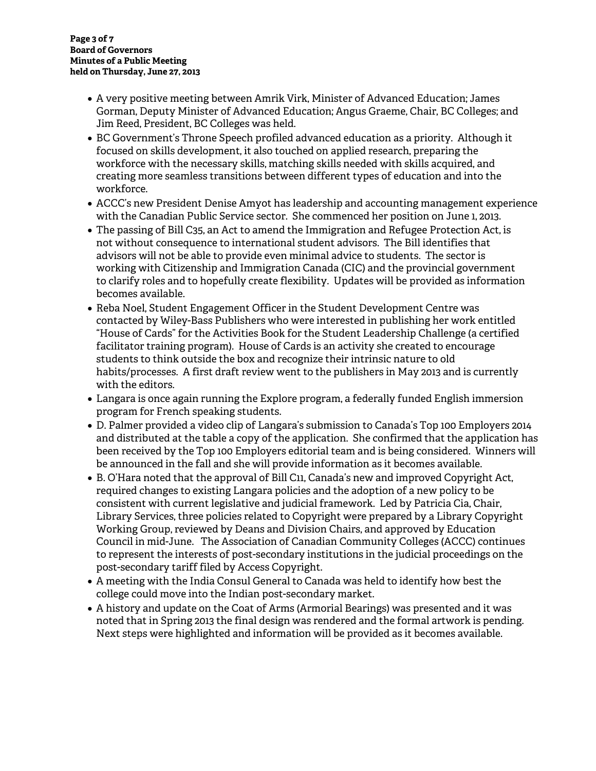- A very positive meeting between Amrik Virk, Minister of Advanced Education; James Gorman, Deputy Minister of Advanced Education; Angus Graeme, Chair, BC Colleges; and Jim Reed, President, BC Colleges was held.
- BC Government's Throne Speech profiled advanced education as a priority. Although it focused on skills development, it also touched on applied research, preparing the workforce with the necessary skills, matching skills needed with skills acquired, and creating more seamless transitions between different types of education and into the workforce.
- ACCC's new President Denise Amyot has leadership and accounting management experience with the Canadian Public Service sector. She commenced her position on June 1, 2013.
- The passing of Bill C35, an Act to amend the Immigration and Refugee Protection Act, is not without consequence to international student advisors. The Bill identifies that advisors will not be able to provide even minimal advice to students. The sector is working with Citizenship and Immigration Canada (CIC) and the provincial government to clarify roles and to hopefully create flexibility. Updates will be provided as information becomes available.
- Reba Noel, Student Engagement Officer in the Student Development Centre was contacted by Wiley-Bass Publishers who were interested in publishing her work entitled "House of Cards" for the Activities Book for the Student Leadership Challenge (a certified facilitator training program). House of Cards is an activity she created to encourage students to think outside the box and recognize their intrinsic nature to old habits/processes. A first draft review went to the publishers in May 2013 and is currently with the editors.
- Langara is once again running the Explore program, a federally funded English immersion program for French speaking students.
- D. Palmer provided a video clip of Langara's submission to Canada's Top 100 Employers 2014 and distributed at the table a copy of the application. She confirmed that the application has been received by the Top 100 Employers editorial team and is being considered. Winners will be announced in the fall and she will provide information as it becomes available.
- B. O'Hara noted that the approval of Bill C11, Canada's new and improved Copyright Act, required changes to existing Langara policies and the adoption of a new policy to be consistent with current legislative and judicial framework. Led by Patricia Cia, Chair, Library Services, three policies related to Copyright were prepared by a Library Copyright Working Group, reviewed by Deans and Division Chairs, and approved by Education Council in mid-June. The Association of Canadian Community Colleges (ACCC) continues to represent the interests of post-secondary institutions in the judicial proceedings on the post-secondary tariff filed by Access Copyright.
- A meeting with the India Consul General to Canada was held to identify how best the college could move into the Indian post-secondary market.
- A history and update on the Coat of Arms (Armorial Bearings) was presented and it was noted that in Spring 2013 the final design was rendered and the formal artwork is pending. Next steps were highlighted and information will be provided as it becomes available.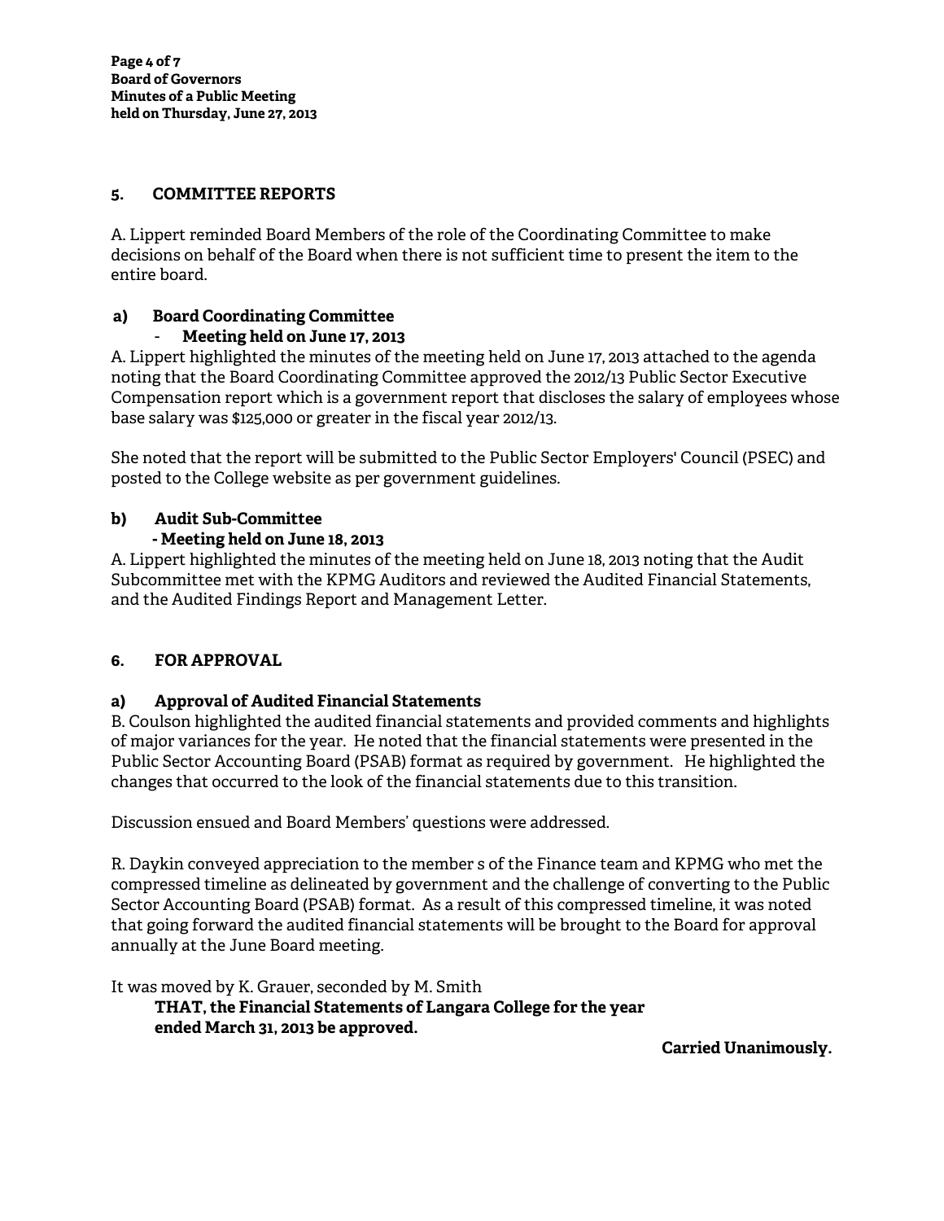## 5. COMMITTEE REPORTS

A. Lippert reminded Board Members of the role of the Coordinating Committee to make decisions on behalf of the Board when there is not sufficient time to present the item to the entire board.

### a) Board Coordinating Committee

**- Meeting held on June 17, 2013**

A. Lippert highlighted the minutes of the meeting held on June 17, 2013 attached to the agenda noting that the Board Coordinating Committee approved the 2012/13 Public Sector Executive Compensation report which is a government report that discloses the salary of employees whose base salary was $125,000 or greater in the fiscal year 2012/13.

She noted that the report will be submitted to the Public Sector Employers' Council (PSEC) and posted to the College website as per government guidelines.

### b) Audit Sub-Committee

**- Meeting held on June 18, 2013**

A. Lippert highlighted the minutes of the meeting held on June 18, 2013 noting that the Audit Subcommittee met with the KPMG Auditors and reviewed the Audited Financial Statements, and the Audited Findings Report and Management Letter.

## 6. FOR APPROVAL

### a) Approval of Audited Financial Statements

B. Coulson highlighted the audited financial statements and provided comments and highlights of major variances for the year. He noted that the financial statements were presented in the Public Sector Accounting Board (PSAB) format as required by government. He highlighted the changes that occurred to the look of the financial statements due to this transition.

Discussion ensued and Board Members' questions were addressed.

R. Daykin conveyed appreciation to the member s of the Finance team and KPMG who met the compressed timeline as delineated by government and the challenge of converting to the Public Sector Accounting Board (PSAB) format. As a result of this compressed timeline, it was noted that going forward the audited financial statements will be brought to the Board for approval annually at the June Board meeting.

It was moved by K. Grauer, seconded by M. Smith

**THAT, the Financial Statements of Langara College for the year ended March 31, 2013 be approved.**

**Carried Unanimously.**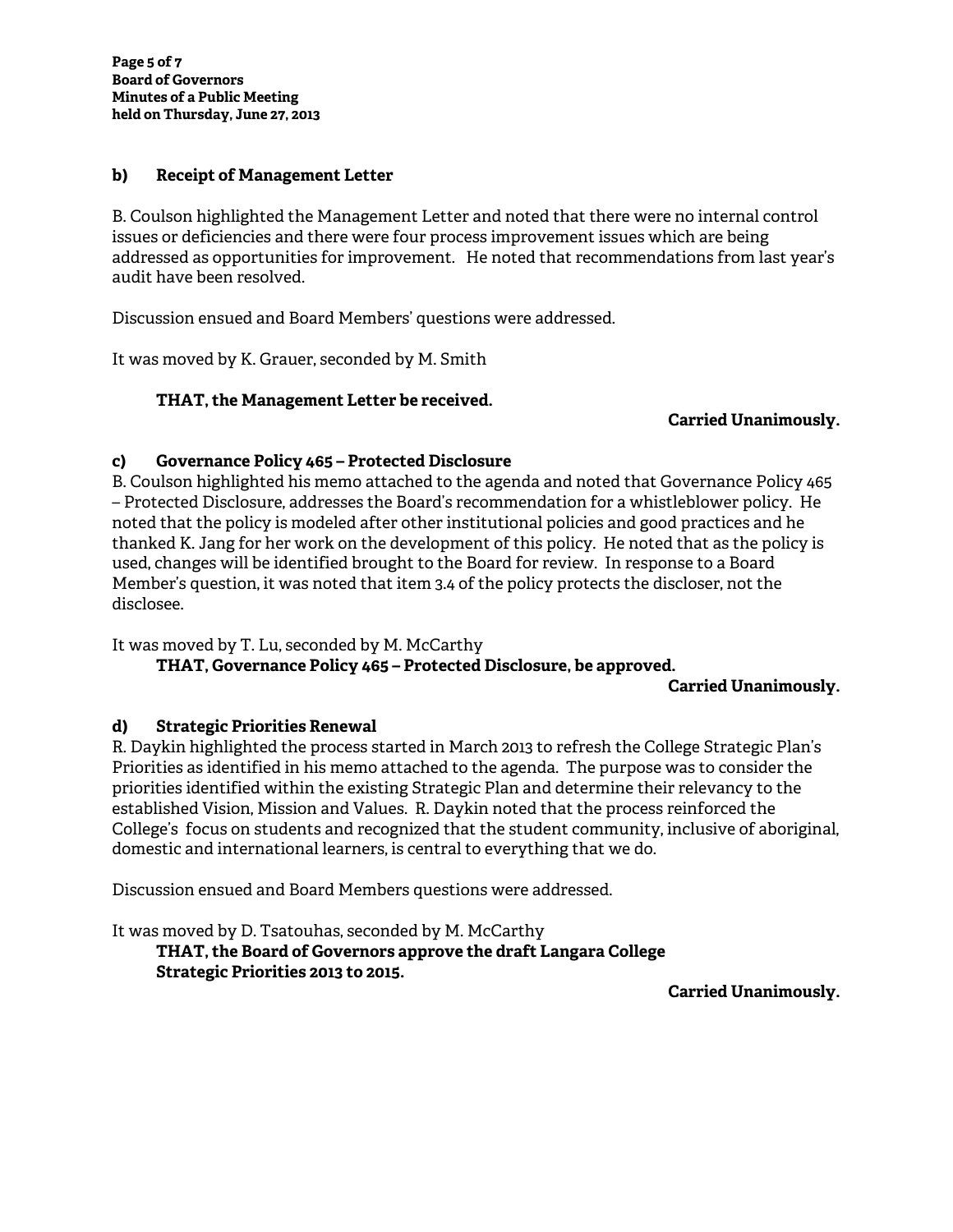**b) Receipt of Management Letter**

B. Coulson highlighted the Management Letter and noted that there were no internal control issues or deficiencies and there were four process improvement issues which are being addressed as opportunities for improvement. He noted that recommendations from last year's audit have been resolved.

Discussion ensued and Board Members' questions were addressed.

It was moved by K. Grauer, seconded by M. Smith

**THAT, the Management Letter be received.**

**Carried Unanimously.**

**c) Governance Policy 465 – Protected Disclosure**

B. Coulson highlighted his memo attached to the agenda and noted that Governance Policy 465 – Protected Disclosure, addresses the Board's recommendation for a whistleblower policy. He noted that the policy is modeled after other institutional policies and good practices and he thanked K. Jang for her work on the development of this policy. He noted that as the policy is used, changes will be identified brought to the Board for review. In response to a Board Member's question, it was noted that item 3.4 of the policy protects the discloser, not the disclosee.

It was moved by T. Lu, seconded by M. McCarthy

**THAT, Governance Policy 465 – Protected Disclosure, be approved.**

**Carried Unanimously.**

**d) Strategic Priorities Renewal**

R. Daykin highlighted the process started in March 2013 to refresh the College Strategic Plan's Priorities as identified in his memo attached to the agenda. The purpose was to consider the priorities identified within the existing Strategic Plan and determine their relevancy to the established Vision, Mission and Values. R. Daykin noted that the process reinforced the College's focus on students and recognized that the student community, inclusive of aboriginal, domestic and international learners, is central to everything that we do.

Discussion ensued and Board Members questions were addressed.

It was moved by D. Tsatouhas, seconded by M. McCarthy

**THAT, the Board of Governors approve the draft Langara College Strategic Priorities 2013 to 2015.**

**Carried Unanimously.**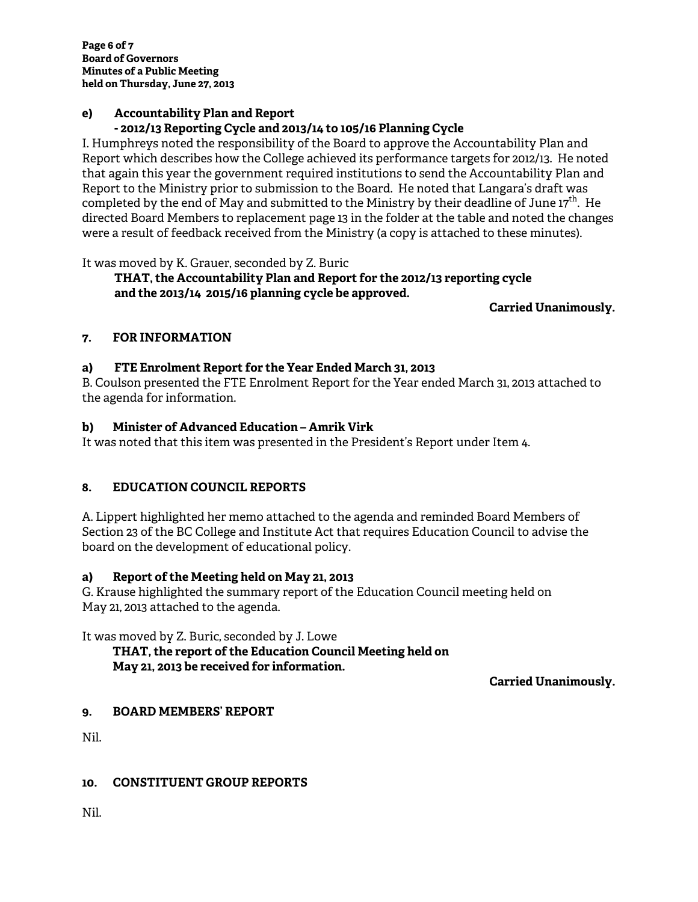**e) Accountability Plan and Report**
**- 2012/13 Reporting Cycle and 2013/14 to 105/16 Planning Cycle**

I. Humphreys noted the responsibility of the Board to approve the Accountability Plan and Report which describes how the College achieved its performance targets for 2012/13. He noted that again this year the government required institutions to send the Accountability Plan and Report to the Ministry prior to submission to the Board. He noted that Langara's draft was completed by the end of May and submitted to the Ministry by their deadline of June 17th. He directed Board Members to replacement page 13 in the folder at the table and noted the changes were a result of feedback received from the Ministry (a copy is attached to these minutes).

It was moved by K. Grauer, seconded by Z. Buric

> **THAT, the Accountability Plan and Report for the 2012/13 reporting cycle and the 2013/14 2015/16 planning cycle be approved.**

**Carried Unanimously.**

## 7. FOR INFORMATION

**a) FTE Enrolment Report for the Year Ended March 31, 2013**

B. Coulson presented the FTE Enrolment Report for the Year ended March 31, 2013 attached to the agenda for information.

**b) Minister of Advanced Education – Amrik Virk**

It was noted that this item was presented in the President's Report under Item 4.

## 8. EDUCATION COUNCIL REPORTS

A. Lippert highlighted her memo attached to the agenda and reminded Board Members of Section 23 of the BC College and Institute Act that requires Education Council to advise the board on the development of educational policy.

**a) Report of the Meeting held on May 21, 2013**

G. Krause highlighted the summary report of the Education Council meeting held on May 21, 2013 attached to the agenda.

It was moved by Z. Buric, seconded by J. Lowe

> **THAT, the report of the Education Council Meeting held on May 21, 2013 be received for information.**

**Carried Unanimously.**

## 9. BOARD MEMBERS' REPORT

Nil.

## 10. CONSTITUENT GROUP REPORTS

Nil.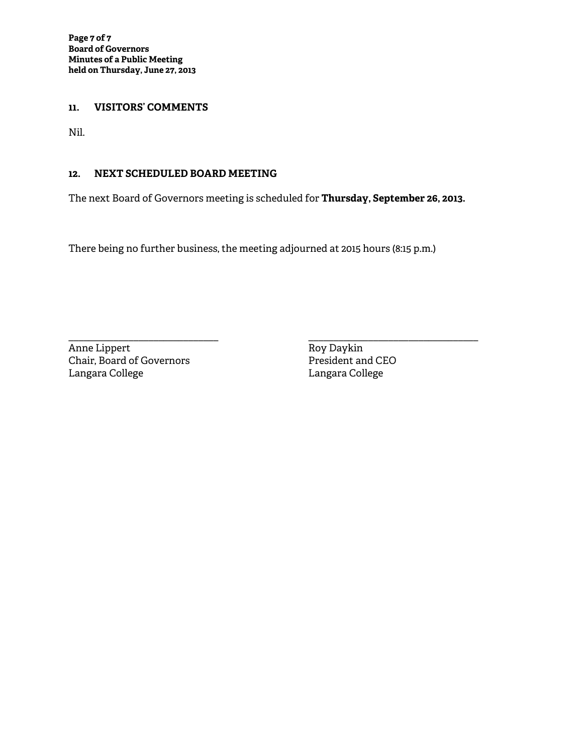## 11. VISITORS' COMMENTS

Nil.

## 12. NEXT SCHEDULED BOARD MEETING

The next Board of Governors meeting is scheduled for **Thursday, September 26, 2013.**

There being no further business, the meeting adjourned at 2015 hours (8:15 p.m.)

\_\_\_\_\_\_\_\_\_\_\_\_\_\_\_\_\_\_\_\_\_\_\_\_\_\_\_\_\_\_
Anne Lippert
Chair, Board of Governors
Langara College

\_\_\_\_\_\_\_\_\_\_\_\_\_\_\_\_\_\_\_\_\_\_\_\_\_\_\_\_\_\_
Roy Daykin
President and CEO
Langara College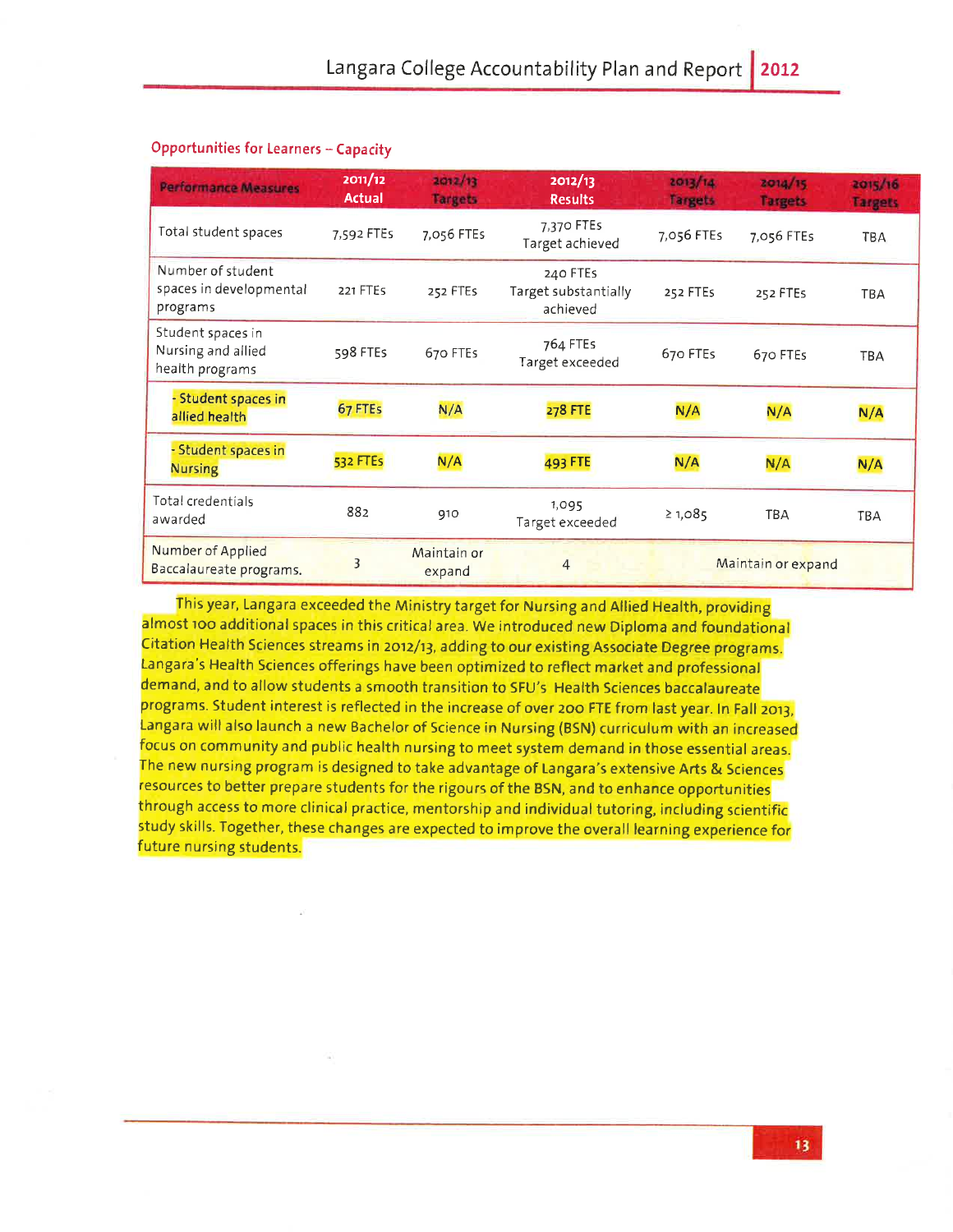## Opportunities for Learners – Capacity

| Performance Measures | 2011/12 Actual | 2012/13 Targets | 2012/13 Results | 2013/14 Targets | 2014/15 Targets | 2015/16 Targets |
|---|---|---|---|---|---|---|
| Total student spaces | 7,592 FTEs | 7,056 FTEs | 7,370 FTEs Target achieved | 7,056 FTEs | 7,056 FTEs | TBA |
| Number of student spaces in developmental programs | 221 FTEs | 252 FTEs | 240 FTEs Target substantially achieved | 252 FTEs | 252 FTEs | TBA |
| Student spaces in Nursing and allied health programs | 598 FTEs | 670 FTEs | 764 FTEs Target exceeded | 670 FTEs | 670 FTEs | TBA |
| - Student spaces in allied health | 67 FTEs | N/A | 278 FTE | N/A | N/A | N/A |
| - Student spaces in Nursing | 532 FTEs | N/A | 493 FTE | N/A | N/A | N/A |
| Total credentials awarded | 882 | 910 | 1,095 Target exceeded | ≥ 1,085 | TBA | TBA |
| Number of Applied Baccalaureate programs. | 3 | Maintain or expand | 4 | Maintain or expand | | |

This year, Langara exceeded the Ministry target for Nursing and Allied Health, providing almost 100 additional spaces in this critical area. We introduced new Diploma and foundational Citation Health Sciences streams in 2012/13, adding to our existing Associate Degree programs. Langara's Health Sciences offerings have been optimized to reflect market and professional demand, and to allow students a smooth transition to SFU's Health Sciences baccalaureate programs. Student interest is reflected in the increase of over 200 FTE from last year. In Fall 2013, Langara will also launch a new Bachelor of Science in Nursing (BSN) curriculum with an increased focus on community and public health nursing to meet system demand in those essential areas. The new nursing program is designed to take advantage of Langara's extensive Arts & Sciences resources to better prepare students for the rigours of the BSN, and to enhance opportunities through access to more clinical practice, mentorship and individual tutoring, including scientific study skills. Together, these changes are expected to improve the overall learning experience for future nursing students.